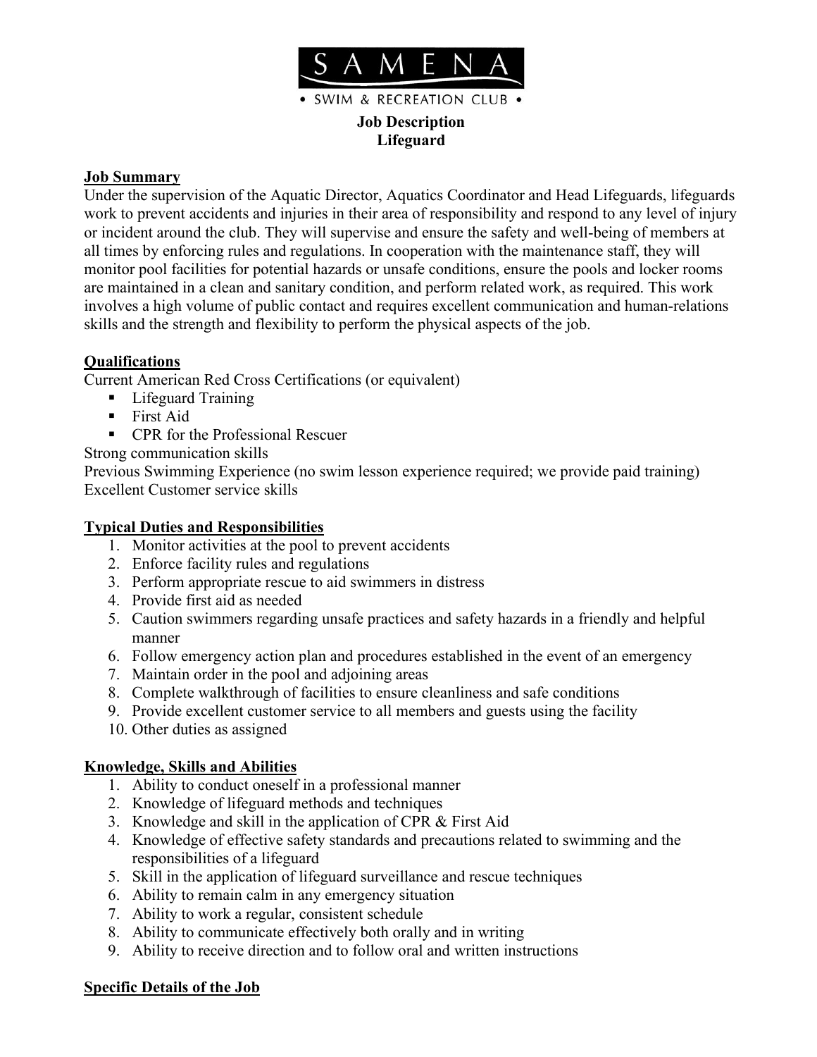# SAMENA

• SWIM & RECREATION CLUB •

**Job Description**
**Lifeguard**

## Job Summary

Under the supervision of the Aquatic Director, Aquatics Coordinator and Head Lifeguards, lifeguards work to prevent accidents and injuries in their area of responsibility and respond to any level of injury or incident around the club. They will supervise and ensure the safety and well-being of members at all times by enforcing rules and regulations. In cooperation with the maintenance staff, they will monitor pool facilities for potential hazards or unsafe conditions, ensure the pools and locker rooms are maintained in a clean and sanitary condition, and perform related work, as required. This work involves a high volume of public contact and requires excellent communication and human-relations skills and the strength and flexibility to perform the physical aspects of the job.

## Qualifications

Current American Red Cross Certifications (or equivalent)

- Lifeguard Training
- First Aid
- CPR for the Professional Rescuer

Strong communication skills
Previous Swimming Experience (no swim lesson experience required; we provide paid training)
Excellent Customer service skills

## Typical Duties and Responsibilities

1. Monitor activities at the pool to prevent accidents
2. Enforce facility rules and regulations
3. Perform appropriate rescue to aid swimmers in distress
4. Provide first aid as needed
5. Caution swimmers regarding unsafe practices and safety hazards in a friendly and helpful manner
6. Follow emergency action plan and procedures established in the event of an emergency
7. Maintain order in the pool and adjoining areas
8. Complete walkthrough of facilities to ensure cleanliness and safe conditions
9. Provide excellent customer service to all members and guests using the facility
10. Other duties as assigned

## Knowledge, Skills and Abilities

1. Ability to conduct oneself in a professional manner
2. Knowledge of lifeguard methods and techniques
3. Knowledge and skill in the application of CPR & First Aid
4. Knowledge of effective safety standards and precautions related to swimming and the responsibilities of a lifeguard
5. Skill in the application of lifeguard surveillance and rescue techniques
6. Ability to remain calm in any emergency situation
7. Ability to work a regular, consistent schedule
8. Ability to communicate effectively both orally and in writing
9. Ability to receive direction and to follow oral and written instructions

## Specific Details of the Job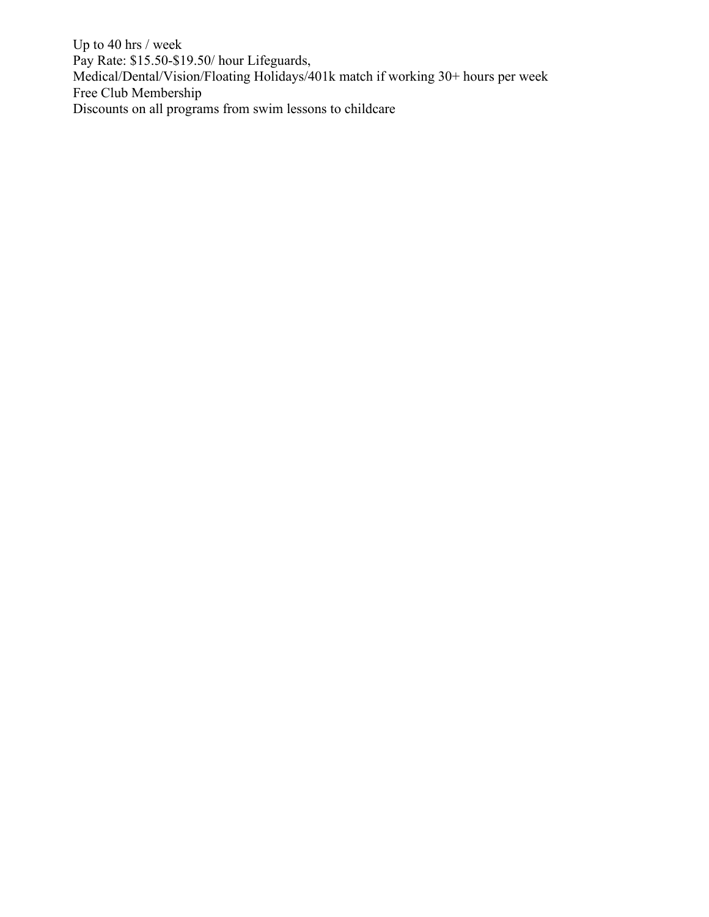Up to 40 hrs / week
Pay Rate: $15.50-$19.50/ hour Lifeguards,
Medical/Dental/Vision/Floating Holidays/401k match if working 30+ hours per week
Free Club Membership
Discounts on all programs from swim lessons to childcare